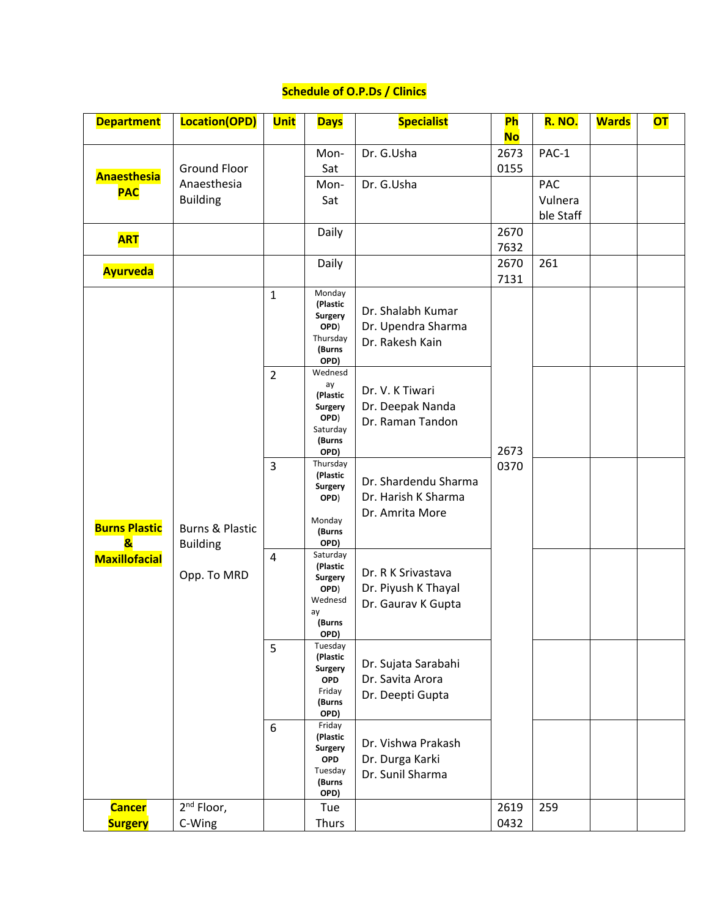**Schedule of O.P.Ds / Clinics**

| Department | Location(OPD) | Unit | Days | Specialist | Ph No | R. NO. | Wards | OT |
|---|---|---|---|---|---|---|---|---|
| Anaesthesia PAC | Ground Floor Anaesthesia Building | | Mon-Sat | Dr. G.Usha | 2673 0155 | PAC-1 | | |
| | | | Mon-Sat | Dr. G.Usha | | PAC Vulnerable Staff | | |
| ART | | | Daily | | 2670 7632 | | | |
| Ayurveda | | | Daily | | 2670 7131 | 261 | | |
| Burns Plastic & Maxillofacial | Burns & Plastic Building Opp. To MRD | 1 | Monday **(Plastic Surgery OPD)** Thursday **(Burns OPD)** | Dr. Shalabh Kumar Dr. Upendra Sharma Dr. Rakesh Kain | 2673 0370 | | | |
| | | 2 | Wednesday **(Plastic Surgery OPD)** Saturday **(Burns OPD)** | Dr. V. K Tiwari Dr. Deepak Nanda Dr. Raman Tandon | | | | |
| | | 3 | Thursday **(Plastic Surgery OPD)** Monday **(Burns OPD)** | Dr. Shardendu Sharma Dr. Harish K Sharma Dr. Amrita More | | | | |
| | | 4 | Saturday **(Plastic Surgery OPD)** Wednesday **(Burns OPD)** | Dr. R K Srivastava Dr. Piyush K Thayal Dr. Gaurav K Gupta | | | | |
| | | 5 | Tuesday **(Plastic Surgery OPD** Friday **(Burns OPD)** | Dr. Sujata Sarabahi Dr. Savita Arora Dr. Deepti Gupta | | | | |
| | | 6 | Friday **(Plastic Surgery OPD** Tuesday **(Burns OPD)** | Dr. Vishwa Prakash Dr. Durga Karki Dr. Sunil Sharma | | | | |
| Cancer Surgery | 2nd Floor, C-Wing | | Tue Thurs | | 2619 0432 | 259 | | |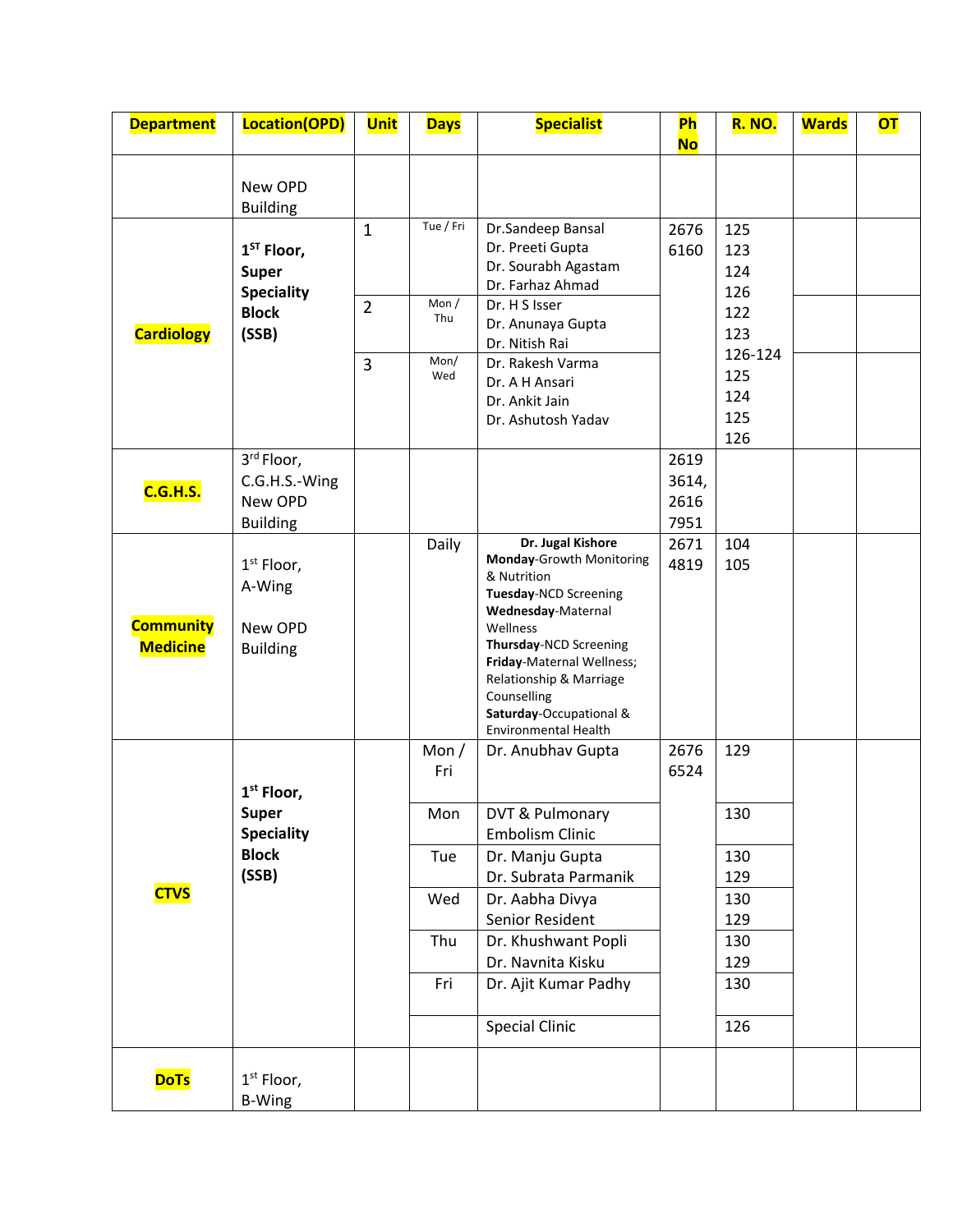| **Department** | **Location(OPD)** | **Unit** | **Days** | **Specialist** | **Ph No** | **R. NO.** | **Wards** | **OT** |
|---|---|---|---|---|---|---|---|---|
| | New OPD Building | | | | | | | |
| **Cardiology** | **1st Floor, Super Speciality Block (SSB)** | 1 | Tue / Fri | Dr.Sandeep Bansal<br>Dr. Preeti Gupta<br>Dr. Sourabh Agastam<br>Dr. Farhaz Ahmad | 2676 6160 | 125<br>123<br>124<br>126 | | |
| | | 2 | Mon / Thu | Dr. H S Isser<br>Dr. Anunaya Gupta<br>Dr. Nitish Rai | | 122<br>123<br>126-124 | | |
| | | 3 | Mon/ Wed | Dr. Rakesh Varma<br>Dr. A H Ansari<br>Dr. Ankit Jain<br>Dr. Ashutosh Yadav | | 125<br>124<br>125<br>126 | | |
| **C.G.H.S.** | 3rd Floor, C.G.H.S.-Wing New OPD Building | | | | 2619 3614, 2616 7951 | | | |
| **Community Medicine** | 1st Floor, A-Wing<br><br>New OPD Building | | Daily | **Dr. Jugal Kishore**<br>**Monday**-Growth Monitoring & Nutrition<br>**Tuesday**-NCD Screening<br>**Wednesday**-Maternal Wellness<br>**Thursday**-NCD Screening<br>**Friday**-Maternal Wellness; Relationship & Marriage Counselling<br>**Saturday**-Occupational & Environmental Health | 2671 4819 | 104<br>105 | | |
| **CTVS** | **1st Floor, Super Speciality Block (SSB)** | | Mon / Fri | Dr. Anubhav Gupta | 2676 6524 | 129 | | |
| | | | Mon | DVT & Pulmonary Embolism Clinic | | 130 | | |
| | | | Tue | Dr. Manju Gupta<br>Dr. Subrata Parmanik | | 130<br>129 | | |
| | | | Wed | Dr. Aabha Divya<br>Senior Resident | | 130<br>129 | | |
| | | | Thu | Dr. Khushwant Popli<br>Dr. Navnita Kisku | | 130<br>129 | | |
| | | | Fri | Dr. Ajit Kumar Padhy | | 130 | | |
| | | | | Special Clinic | | 126 | | |
| **DoTs** | 1st Floor, B-Wing | | | | | | | |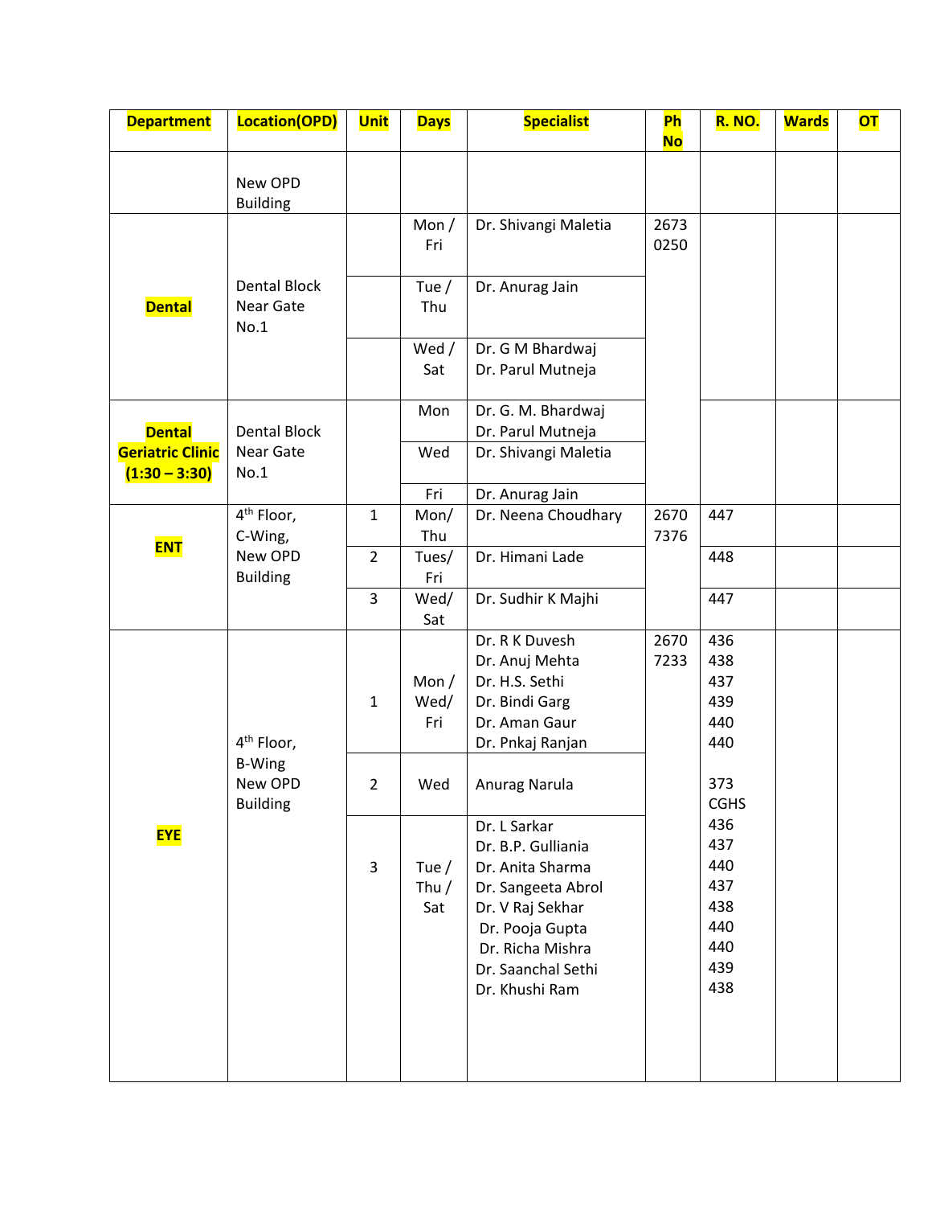| Department | Location(OPD) | Unit | Days | Specialist | Ph No | R. NO. | Wards | OT |
|---|---|---|---|---|---|---|---|---|
| | New OPD Building | | | | | | | |
| Dental | Dental Block Near Gate No.1 | | Mon / Fri | Dr. Shivangi Maletia | 2673 0250 | | | |
| | | | Tue / Thu | Dr. Anurag Jain | | | | |
| | | | Wed / Sat | Dr. G M Bhardwaj<br>Dr. Parul Mutneja | | | | |
| Dental Geriatric Clinic (1:30 – 3:30) | Dental Block Near Gate No.1 | | Mon | Dr. G. M. Bhardwaj<br>Dr. Parul Mutneja | | | | |
| | | | Wed | Dr. Shivangi Maletia | | | | |
| | | | Fri | Dr. Anurag Jain | | | | |
| ENT | 4th Floor, C-Wing, New OPD Building | 1 | Mon/ Thu | Dr. Neena Choudhary | 2670 7376 | 447 | | |
| | | 2 | Tues/ Fri | Dr. Himani Lade | | 448 | | |
| | | 3 | Wed/ Sat | Dr. Sudhir K Majhi | | 447 | | |
| EYE | 4th Floor, B-Wing New OPD Building | 1 | Mon / Wed/ Fri | Dr. R K Duvesh<br>Dr. Anuj Mehta<br>Dr. H.S. Sethi<br>Dr. Bindi Garg<br>Dr. Aman Gaur<br>Dr. Pnkaj Ranjan | 2670 7233 | 436<br>438<br>437<br>439<br>440<br>440 | | |
| | | 2 | Wed | Anurag Narula | | 373 CGHS | | |
| | | 3 | Tue / Thu / Sat | Dr. L Sarkar<br>Dr. B.P. Gulliania<br>Dr. Anita Sharma<br>Dr. Sangeeta Abrol<br>Dr. V Raj Sekhar<br>Dr. Pooja Gupta<br>Dr. Richa Mishra<br>Dr. Saanchal Sethi<br>Dr. Khushi Ram | | 436<br>437<br>440<br>437<br>438<br>440<br>440<br>439<br>438 | | |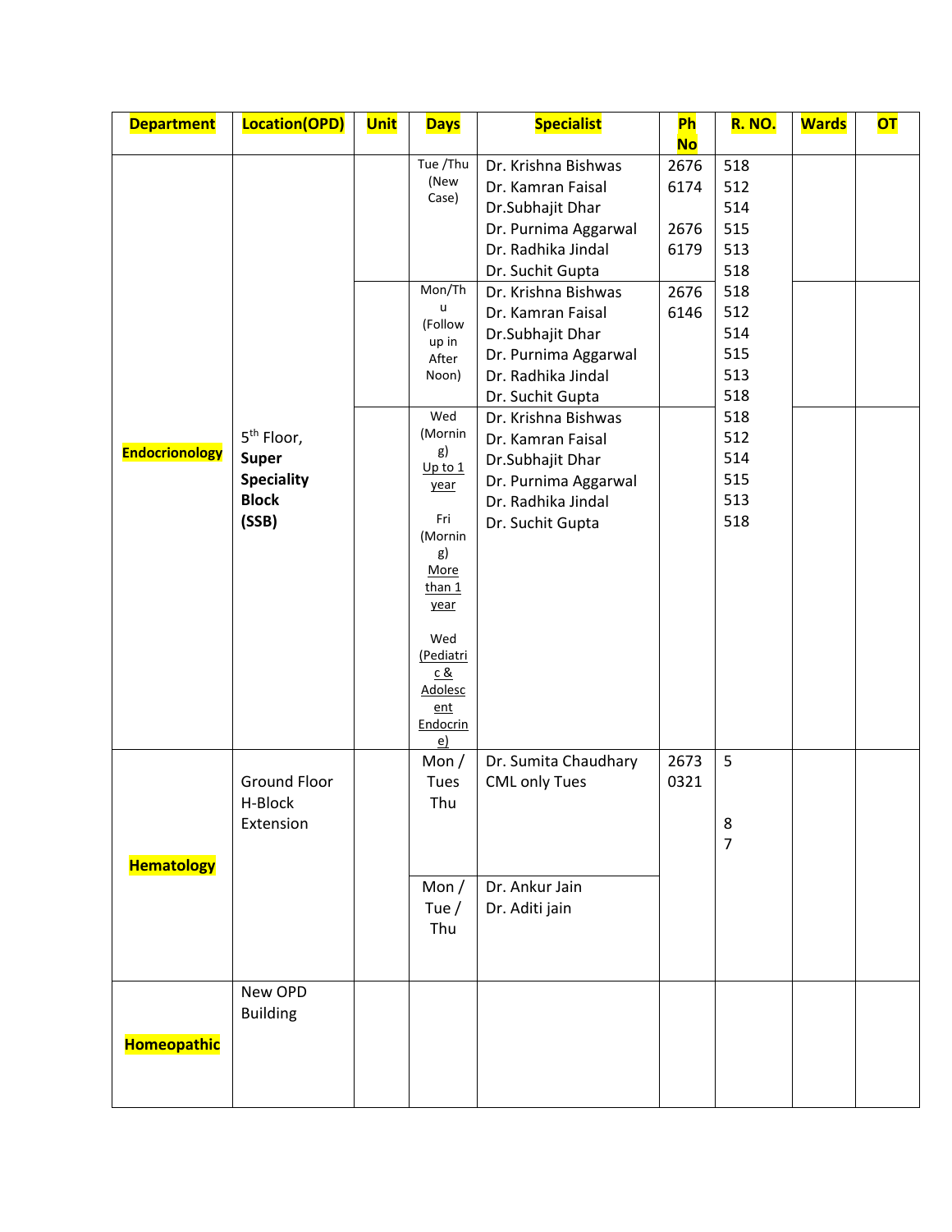| Department | Location(OPD) | Unit | Days | Specialist | Ph No | R. NO. | Wards | OT |
|---|---|---|---|---|---|---|---|---|
| Endocrionology | 5th Floor, **Super Speciality Block (SSB)** | | Tue /Thu (New Case) | Dr. Krishna Bishwas<br>Dr. Kamran Faisal<br>Dr.Subhajit Dhar<br>Dr. Purnima Aggarwal<br>Dr. Radhika Jindal<br>Dr. Suchit Gupta | 2676 6174<br><br>2676 6179 | 518<br>512<br>514<br>515<br>513<br>518 | | |
| | | | Mon/Thu (Follow up in After Noon) | Dr. Krishna Bishwas<br>Dr. Kamran Faisal<br>Dr.Subhajit Dhar<br>Dr. Purnima Aggarwal<br>Dr. Radhika Jindal<br>Dr. Suchit Gupta | 2676 6146 | 518<br>512<br>514<br>515<br>513<br>518 | | |
| | | | Wed (Morning) Up to 1 year<br><br>Fri (Morning) More than 1 year<br><br>Wed (Pediatric & Adolescent Endocrine) | Dr. Krishna Bishwas<br>Dr. Kamran Faisal<br>Dr.Subhajit Dhar<br>Dr. Purnima Aggarwal<br>Dr. Radhika Jindal<br>Dr. Suchit Gupta | | 518<br>512<br>514<br>515<br>513<br>518 | | |
| Hematology | Ground Floor H-Block Extension | | Mon / Tues Thu | Dr. Sumita Chaudhary<br>CML only Tues | 2673 0321 | 5<br><br>8<br>7 | | |
| | | | Mon / Tue / Thu | Dr. Ankur Jain<br>Dr. Aditi jain | | | | |
| Homeopathic | New OPD Building | | | | | | | |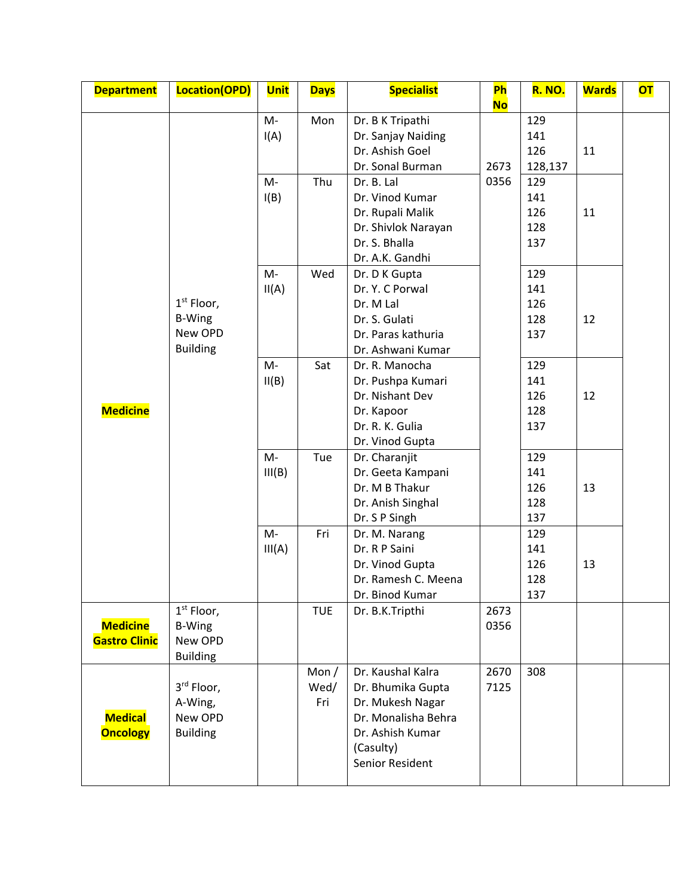| Department | Location(OPD) | Unit | Days | Specialist | Ph No | R. NO. | Wards | OT |
|---|---|---|---|---|---|---|---|---|
| Medicine | 1st Floor, B-Wing New OPD Building | M-I(A) | Mon | Dr. B K Tripathi<br>Dr. Sanjay Naiding<br>Dr. Ashish Goel<br>Dr. Sonal Burman | 2673 0356 | 129<br>141<br>126<br>128,137 | 11 | |
| | | M-I(B) | Thu | Dr. B. Lal<br>Dr. Vinod Kumar<br>Dr. Rupali Malik<br>Dr. Shivlok Narayan<br>Dr. S. Bhalla<br>Dr. A.K. Gandhi | | 129<br>141<br>126<br>128<br>137 | 11 | |
| | | M-II(A) | Wed | Dr. D K Gupta<br>Dr. Y. C Porwal<br>Dr. M Lal<br>Dr. S. Gulati<br>Dr. Paras kathuria<br>Dr. Ashwani Kumar | | 129<br>141<br>126<br>128<br>137 | 12 | |
| | | M-II(B) | Sat | Dr. R. Manocha<br>Dr. Pushpa Kumari<br>Dr. Nishant Dev<br>Dr. Kapoor<br>Dr. R. K. Gulia<br>Dr. Vinod Gupta | | 129<br>141<br>126<br>128<br>137 | 12 | |
| | | M-III(B) | Tue | Dr. Charanjit<br>Dr. Geeta Kampani<br>Dr. M B Thakur<br>Dr. Anish Singhal<br>Dr. S P Singh | | 129<br>141<br>126<br>128<br>137 | 13 | |
| | | M-III(A) | Fri | Dr. M. Narang<br>Dr. R P Saini<br>Dr. Vinod Gupta<br>Dr. Ramesh C. Meena<br>Dr. Binod Kumar | | 129<br>141<br>126<br>128<br>137 | 13 | |
| Medicine Gastro Clinic | 1st Floor, B-Wing New OPD Building | | TUE | Dr. B.K.Tripthi | 2673 0356 | | | |
| Medical Oncology | 3rd Floor, A-Wing, New OPD Building | | Mon / Wed/ Fri | Dr. Kaushal Kalra<br>Dr. Bhumika Gupta<br>Dr. Mukesh Nagar<br>Dr. Monalisha Behra<br>Dr. Ashish Kumar (Casulty)<br>Senior Resident | 2670 7125 | 308 | | |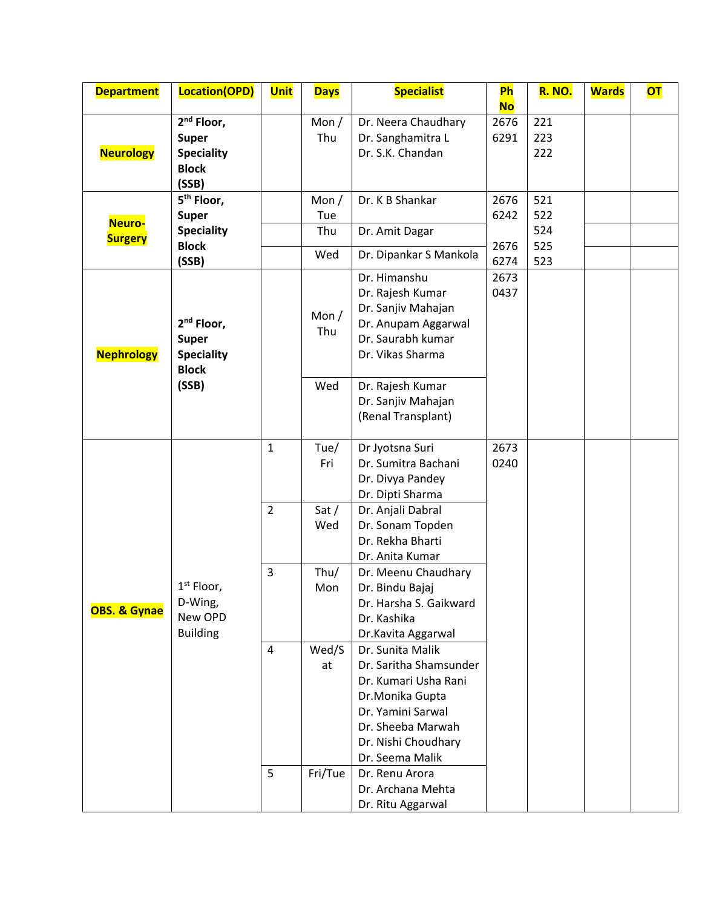| Department | Location(OPD) | Unit | Days | Specialist | Ph No | R. NO. | Wards | OT |
|---|---|---|---|---|---|---|---|---|
| **Neurology** | **2[nd] Floor, Super Speciality Block (SSB)** | | Mon / Thu | Dr. Neera Chaudhary<br>Dr. Sanghamitra L<br>Dr. S.K. Chandan | 2676 6291 | 221<br>223<br>222 | | |
| **Neuro-Surgery** | **5[th] Floor, Super Speciality Block (SSB)** | | Mon / Tue | Dr. K B Shankar | 2676 6242<br><br>2676 6274 | 521<br>522<br>524<br>525<br>523 | | |
| | | | Thu | Dr. Amit Dagar | | | | |
| | | | Wed | Dr. Dipankar S Mankola | | | | |
| **Nephrology** | **2[nd] Floor, Super Speciality Block (SSB)** | | Mon / Thu | Dr. Himanshu<br>Dr. Rajesh Kumar<br>Dr. Sanjiv Mahajan<br>Dr. Anupam Aggarwal<br>Dr. Saurabh kumar<br>Dr. Vikas Sharma | 2673 0437 | | | |
| | | | Wed | Dr. Rajesh Kumar<br>Dr. Sanjiv Mahajan<br>(Renal Transplant) | | | | |
| **OBS. & Gynae** | 1[st] Floor, D-Wing, New OPD Building | 1 | Tue/ Fri | Dr Jyotsna Suri<br>Dr. Sumitra Bachani<br>Dr. Divya Pandey<br>Dr. Dipti Sharma | 2673 0240 | | | |
| | | 2 | Sat / Wed | Dr. Anjali Dabral<br>Dr. Sonam Topden<br>Dr. Rekha Bharti<br>Dr. Anita Kumar | | | | |
| | | 3 | Thu/ Mon | Dr. Meenu Chaudhary<br>Dr. Bindu Bajaj<br>Dr. Harsha S. Gaikward<br>Dr. Kashika<br>Dr.Kavita Aggarwal | | | | |
| | | 4 | Wed/Sat | Dr. Sunita Malik<br>Dr. Saritha Shamsunder<br>Dr. Kumari Usha Rani<br>Dr.Monika Gupta<br>Dr. Yamini Sarwal<br>Dr. Sheeba Marwah<br>Dr. Nishi Choudhary<br>Dr. Seema Malik | | | | |
| | | 5 | Fri/Tue | Dr. Renu Arora<br>Dr. Archana Mehta<br>Dr. Ritu Aggarwal | | | | |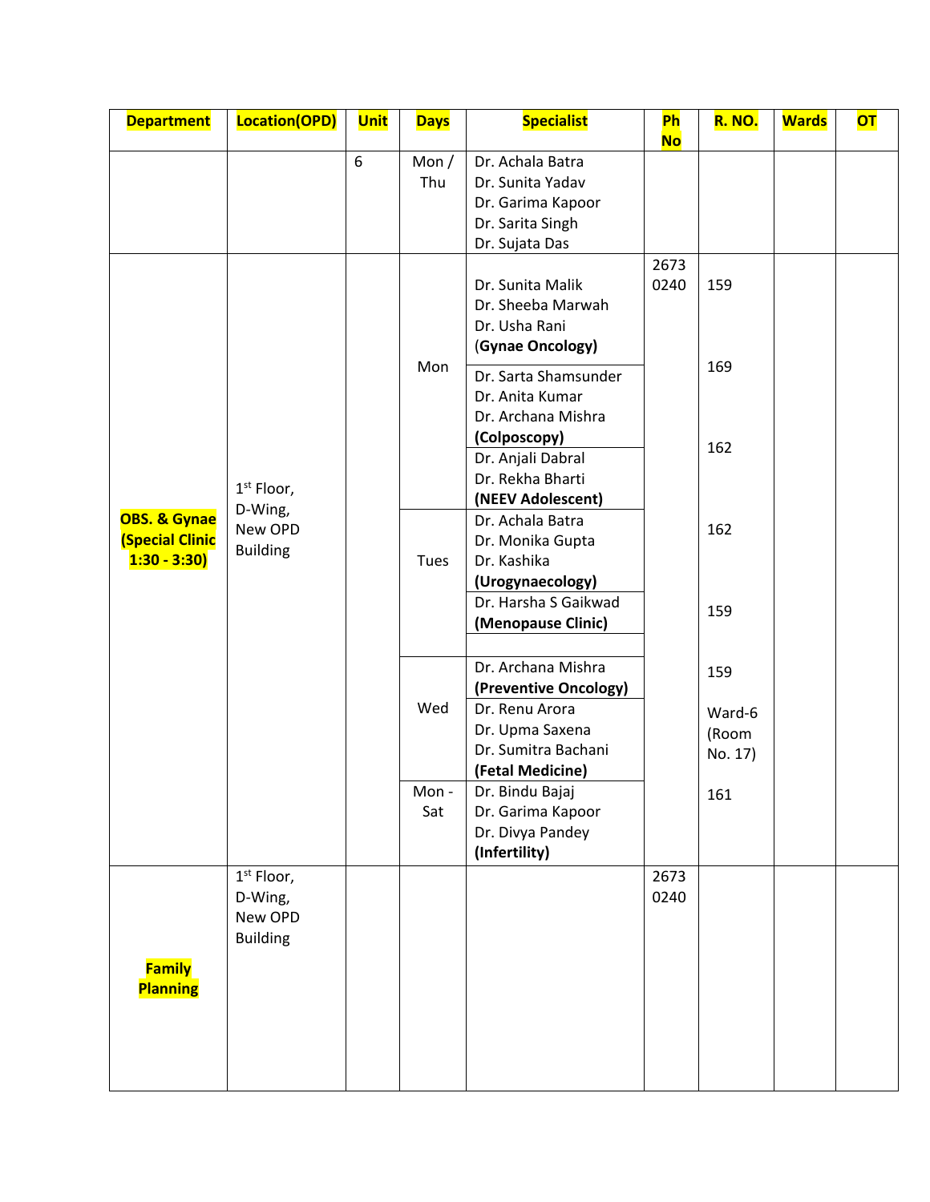| Department | Location(OPD) | Unit | Days | Specialist | Ph No | R. NO. | Wards | OT |
|---|---|---|---|---|---|---|---|---|
| | | 6 | Mon / Thu | Dr. Achala Batra<br>Dr. Sunita Yadav<br>Dr. Garima Kapoor<br>Dr. Sarita Singh<br>Dr. Sujata Das | | | | |
| **OBS. & Gynae (Special Clinic 1:30 - 3:30)** | 1st Floor, D-Wing, New OPD Building | | Mon | Dr. Sunita Malik<br>Dr. Sheeba Marwah<br>Dr. Usha Rani<br>(**Gynae Oncology)** | 2673 0240 | 159 | | |
| | | | | Dr. Sarta Shamsunder<br>Dr. Anita Kumar<br>Dr. Archana Mishra<br>**(Colposcopy)** | | 169 | | |
| | | | | Dr. Anjali Dabral<br>Dr. Rekha Bharti<br>**(NEEV Adolescent)** | | 162 | | |
| | | | Tues | Dr. Achala Batra<br>Dr. Monika Gupta<br>Dr. Kashika<br>**(Urogynaecology)** | | 162 | | |
| | | | | Dr. Harsha S Gaikwad<br>**(Menopause Clinic)** | | 159 | | |
| | | | | | | | | |
| | | | Wed | Dr. Archana Mishra<br>**(Preventive Oncology)** | | 159 | | |
| | | | | Dr. Renu Arora<br>Dr. Upma Saxena<br>Dr. Sumitra Bachani<br>**(Fetal Medicine)** | | Ward-6 (Room No. 17) | | |
| | | | Mon - Sat | Dr. Bindu Bajaj<br>Dr. Garima Kapoor<br>Dr. Divya Pandey<br>**(Infertility)** | | 161 | | |
| **Family Planning** | 1st Floor, D-Wing, New OPD Building | | | | 2673 0240 | | | |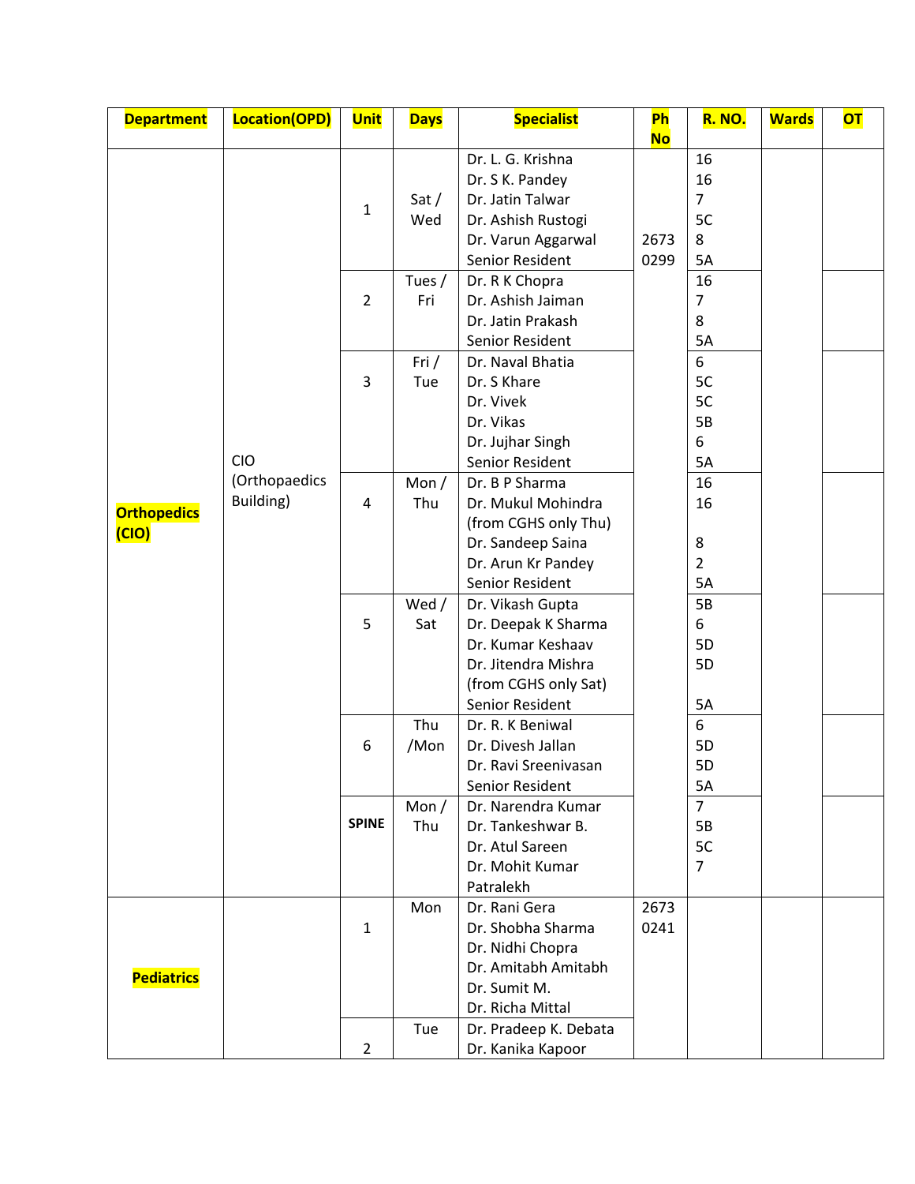| Department | Location(OPD) | Unit | Days | Specialist | Ph No | R. NO. | Wards | OT |
|---|---|---|---|---|---|---|---|---|
| Orthopedics (CIO) | CIO (Orthopaedics Building) | 1 | Sat / Wed | Dr. L. G. Krishna<br>Dr. S K. Pandey<br>Dr. Jatin Talwar<br>Dr. Ashish Rustogi<br>Dr. Varun Aggarwal<br>Senior Resident | 2673 0299 | 16<br>16<br>7<br>5C<br>8<br>5A | | |
| | | 2 | Tues / Fri | Dr. R K Chopra<br>Dr. Ashish Jaiman<br>Dr. Jatin Prakash<br>Senior Resident | | 16<br>7<br>8<br>5A | | |
| | | 3 | Fri / Tue | Dr. Naval Bhatia<br>Dr. S Khare<br>Dr. Vivek<br>Dr. Vikas<br>Dr. Jujhar Singh<br>Senior Resident | | 6<br>5C<br>5C<br>5B<br>6<br>5A | | |
| | | 4 | Mon / Thu | Dr. B P Sharma<br>Dr. Mukul Mohindra (from CGHS only Thu)<br>Dr. Sandeep Saina<br>Dr. Arun Kr Pandey<br>Senior Resident | | 16<br>16<br>8<br>2<br>5A | | |
| | | 5 | Wed / Sat | Dr. Vikash Gupta<br>Dr. Deepak K Sharma<br>Dr. Kumar Keshaav<br>Dr. Jitendra Mishra (from CGHS only Sat)<br>Senior Resident | | 5B<br>6<br>5D<br>5D<br>5A | | |
| | | 6 | Thu /Mon | Dr. R. K Beniwal<br>Dr. Divesh Jallan<br>Dr. Ravi Sreenivasan<br>Senior Resident | | 6<br>5D<br>5D<br>5A | | |
| | | **SPINE** | Mon / Thu | Dr. Narendra Kumar<br>Dr. Tankeshwar B.<br>Dr. Atul Sareen<br>Dr. Mohit Kumar Patralekh | | 7<br>5B<br>5C<br>7 | | |
| Pediatrics | | 1 | Mon | Dr. Rani Gera<br>Dr. Shobha Sharma<br>Dr. Nidhi Chopra<br>Dr. Amitabh Amitabh<br>Dr. Sumit M.<br>Dr. Richa Mittal | 2673 0241 | | | |
| | | 2 | Tue | Dr. Pradeep K. Debata<br>Dr. Kanika Kapoor | | | | |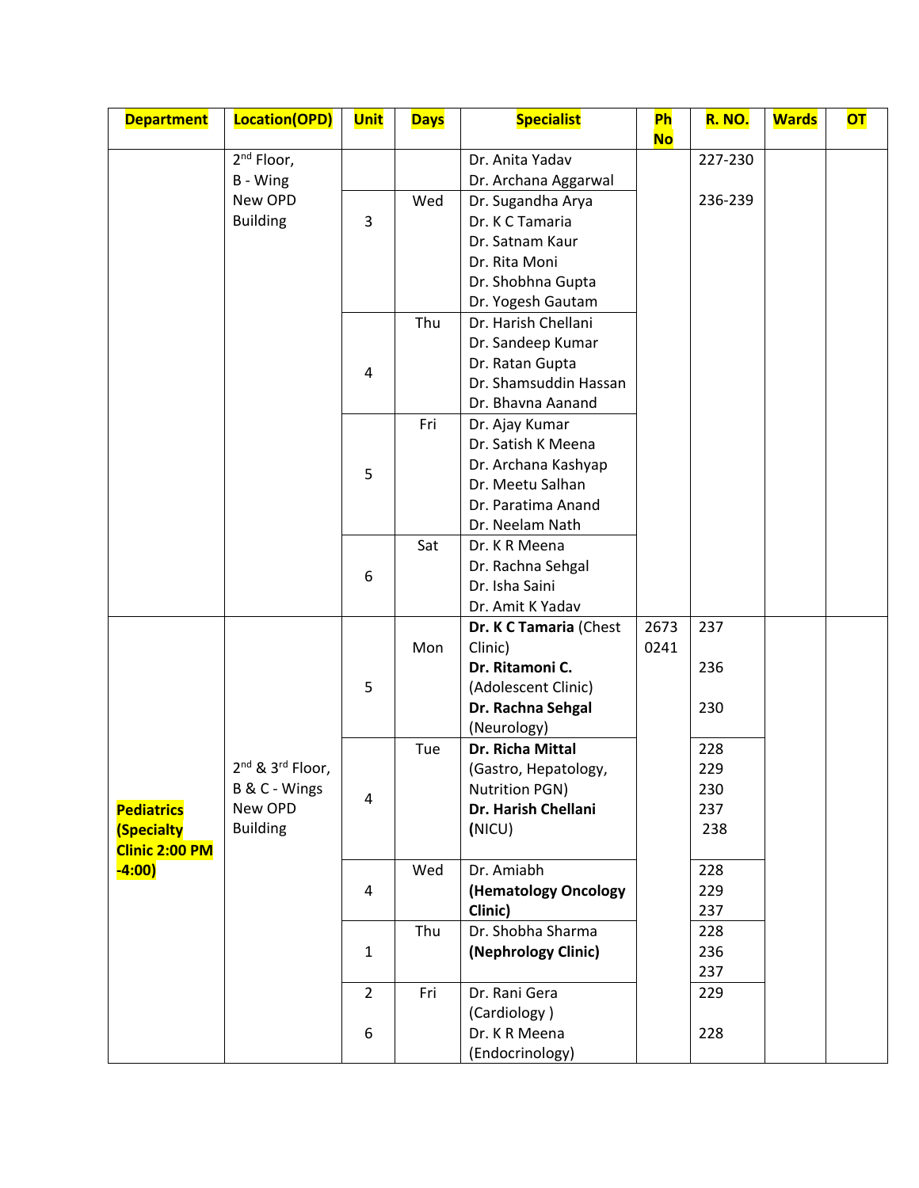| Department | Location(OPD) | Unit | Days | Specialist | Ph No | R. NO. | Wards | OT |
|---|---|---|---|---|---|---|---|---|
| | 2nd Floor, B - Wing New OPD Building | | | Dr. Anita Yadav<br>Dr. Archana Aggarwal | | 227-230<br><br>236-239 | | |
| | | 3 | Wed | Dr. Sugandha Arya<br>Dr. K C Tamaria<br>Dr. Satnam Kaur<br>Dr. Rita Moni<br>Dr. Shobhna Gupta<br>Dr. Yogesh Gautam | | | | |
| | | 4 | Thu | Dr. Harish Chellani<br>Dr. Sandeep Kumar<br>Dr. Ratan Gupta<br>Dr. Shamsuddin Hassan<br>Dr. Bhavna Aanand | | | | |
| | | 5 | Fri | Dr. Ajay Kumar<br>Dr. Satish K Meena<br>Dr. Archana Kashyap<br>Dr. Meetu Salhan<br>Dr. Paratima Anand<br>Dr. Neelam Nath | | | | |
| | | 6 | Sat | Dr. K R Meena<br>Dr. Rachna Sehgal<br>Dr. Isha Saini<br>Dr. Amit K Yadav | | | | |
| Pediatrics (Specialty Clinic 2:00 PM -4:00) | 2nd & 3rd Floor, B & C - Wings New OPD Building | 5 | Mon | **Dr. K C Tamaria** (Chest Clinic)<br>**Dr. Ritamoni C.** (Adolescent Clinic)<br>**Dr. Rachna Sehgal** (Neurology) | 2673 0241 | 237<br><br>236<br><br>230 | | |
| | | 4 | Tue | **Dr. Richa Mittal** (Gastro, Hepatology, Nutrition PGN)<br>**Dr. Harish Chellani** (NICU) | | 228<br>229<br>230<br>237<br>238 | | |
| | | 4 | Wed | Dr. Amiabh **(Hematology Oncology Clinic)** | | 228<br>229<br>237 | | |
| | | 1 | Thu | Dr. Shobha Sharma **(Nephrology Clinic)** | | 228<br>236<br>237 | | |
| | | 2<br><br>6 | Fri | Dr. Rani Gera (Cardiology )<br>Dr. K R Meena (Endocrinology) | | 229<br><br>228 | | |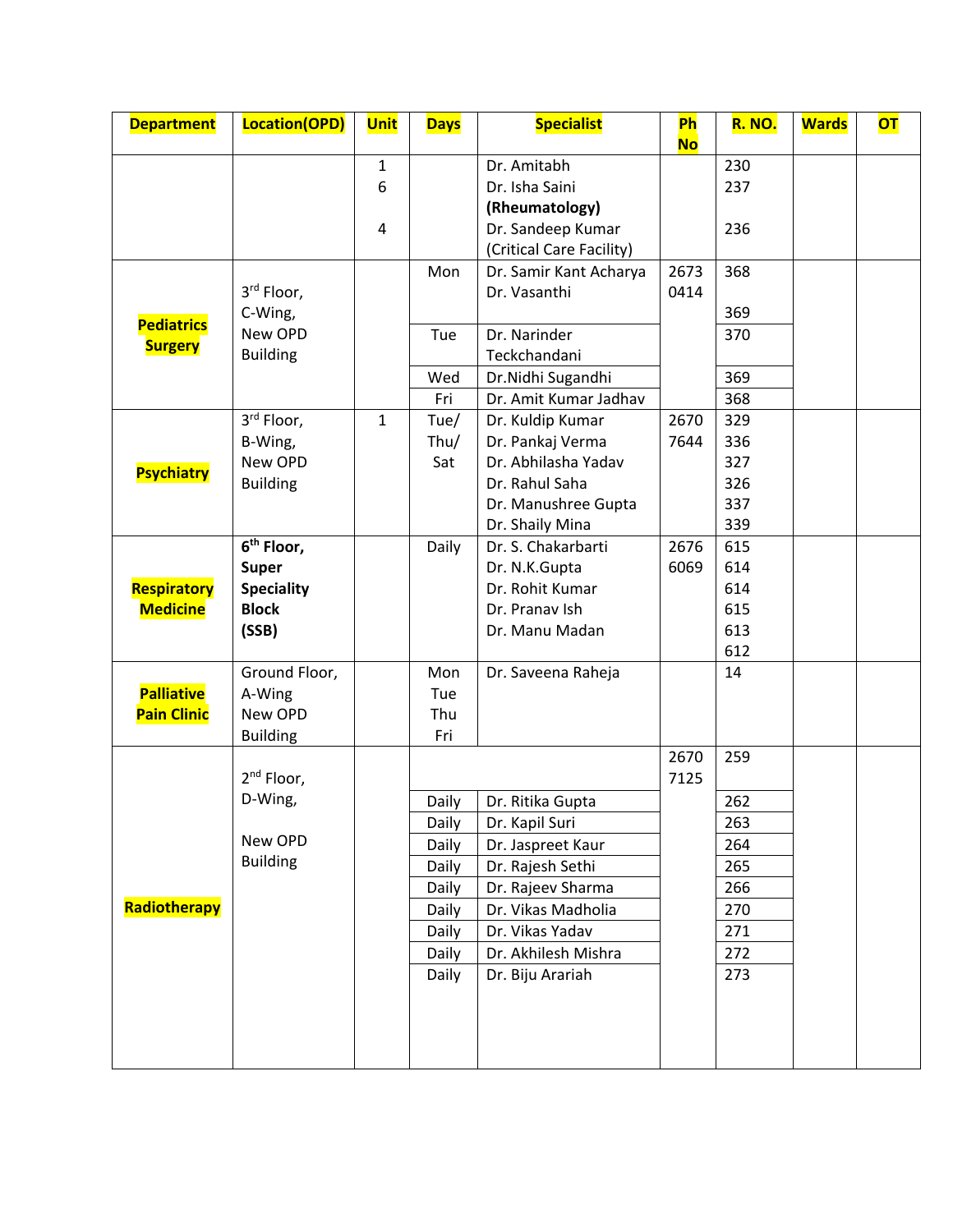| Department | Location(OPD) | Unit | Days | Specialist | Ph No | R. NO. | Wards | OT |
|---|---|---|---|---|---|---|---|---|
| | | 1<br>6<br><br>4 | | Dr. Amitabh<br>Dr. Isha Saini<br>**(Rheumatology)**<br>Dr. Sandeep Kumar<br>(Critical Care Facility) | | 230<br>237<br><br>236 | | |
| **Pediatrics Surgery** | 3rd Floor, C-Wing, New OPD Building | | Mon | Dr. Samir Kant Acharya<br>Dr. Vasanthi | 2673 0414 | 368<br><br>369 | | |
| | | | Tue | Dr. Narinder Teckchandani | | 370 | | |
| | | | Wed | Dr.Nidhi Sugandhi | | 369 | | |
| | | | Fri | Dr. Amit Kumar Jadhav | | 368 | | |
| **Psychiatry** | 3rd Floor, B-Wing, New OPD Building | 1 | Tue/ Thu/ Sat | Dr. Kuldip Kumar<br>Dr. Pankaj Verma<br>Dr. Abhilasha Yadav<br>Dr. Rahul Saha<br>Dr. Manushree Gupta<br>Dr. Shaily Mina | 2670 7644 | 329<br>336<br>327<br>326<br>337<br>339 | | |
| **Respiratory Medicine** | **6th Floor, Super Speciality Block (SSB)** | | Daily | Dr. S. Chakarbarti<br>Dr. N.K.Gupta<br>Dr. Rohit Kumar<br>Dr. Pranav Ish<br>Dr. Manu Madan | 2676 6069 | 615<br>614<br>614<br>615<br>613<br>612 | | |
| **Palliative Pain Clinic** | Ground Floor, A-Wing New OPD Building | | Mon<br>Tue<br>Thu<br>Fri | Dr. Saveena Raheja | | 14 | | |
| **Radiotherapy** | 2nd Floor, D-Wing,<br><br>New OPD Building | | | | 2670 7125 | 259 | | |
| | | | Daily | Dr. Ritika Gupta | | 262 | | |
| | | | Daily | Dr. Kapil Suri | | 263 | | |
| | | | Daily | Dr. Jaspreet Kaur | | 264 | | |
| | | | Daily | Dr. Rajesh Sethi | | 265 | | |
| | | | Daily | Dr. Rajeev Sharma | | 266 | | |
| | | | Daily | Dr. Vikas Madholia | | 270 | | |
| | | | Daily | Dr. Vikas Yadav | | 271 | | |
| | | | Daily | Dr. Akhilesh Mishra | | 272 | | |
| | | | Daily | Dr. Biju Arariah | | 273 | | |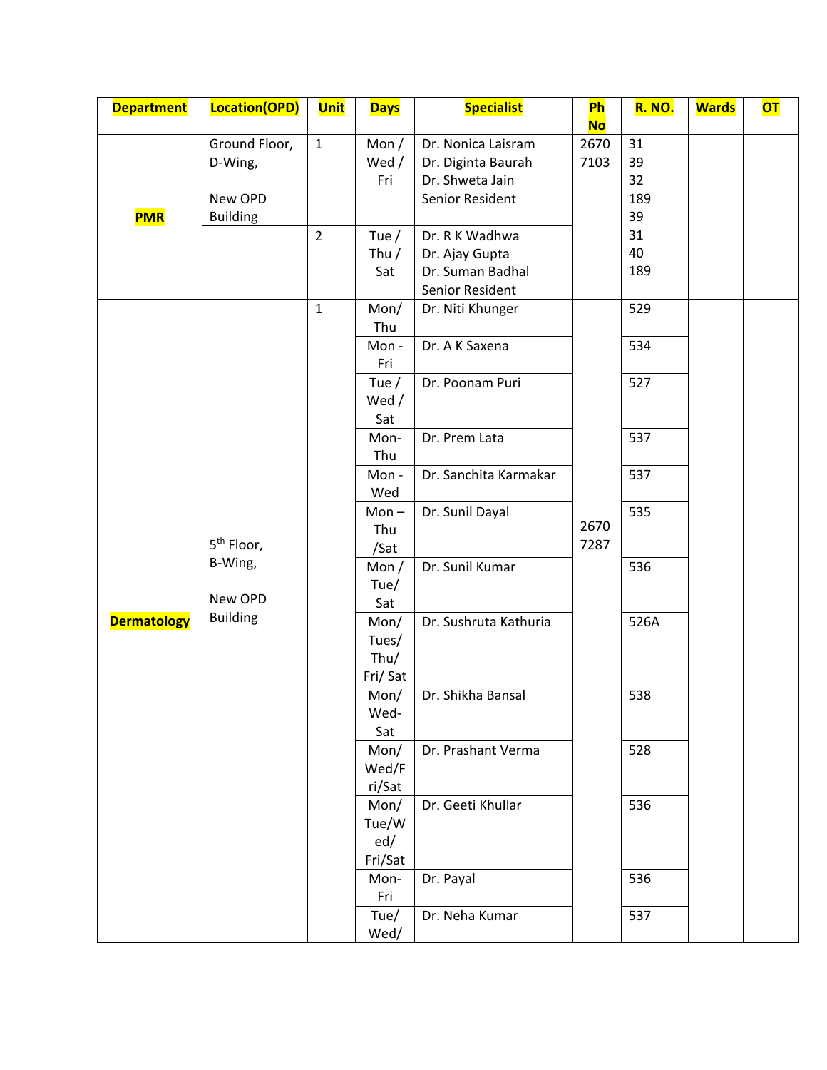| Department | Location(OPD) | Unit | Days | Specialist | Ph No | R. NO. | Wards | OT |
|---|---|---|---|---|---|---|---|---|
| PMR | Ground Floor, D-Wing, New OPD Building | 1 | Mon / Wed / Fri | Dr. Nonica Laisram<br>Dr. Diginta Baurah<br>Dr. Shweta Jain<br>Senior Resident | 2670 7103 | 31<br>39<br>32<br>189<br>39 | | |
| | | 2 | Tue / Thu / Sat | Dr. R K Wadhwa<br>Dr. Ajay Gupta<br>Dr. Suman Badhal<br>Senior Resident | | 31<br>40<br>189 | | |
| Dermatology | 5th Floor, B-Wing, New OPD Building | 1 | Mon/ Thu | Dr. Niti Khunger | 2670 7287 | 529 | | |
| | | | Mon - Fri | Dr. A K Saxena | | 534 | | |
| | | | Tue / Wed / Sat | Dr. Poonam Puri | | 527 | | |
| | | | Mon- Thu | Dr. Prem Lata | | 537 | | |
| | | | Mon - Wed | Dr. Sanchita Karmakar | | 537 | | |
| | | | Mon – Thu /Sat | Dr. Sunil Dayal | | 535 | | |
| | | | Mon / Tue/ Sat | Dr. Sunil Kumar | | 536 | | |
| | | | Mon/ Tues/ Thu/ Fri/ Sat | Dr. Sushruta Kathuria | | 526A | | |
| | | | Mon/ Wed- Sat | Dr. Shikha Bansal | | 538 | | |
| | | | Mon/ Wed/Fri/Sat | Dr. Prashant Verma | | 528 | | |
| | | | Mon/ Tue/Wed/ Fri/Sat | Dr. Geeti Khullar | | 536 | | |
| | | | Mon- Fri | Dr. Payal | | 536 | | |
| | | | Tue/ Wed/ | Dr. Neha Kumar | | 537 | | |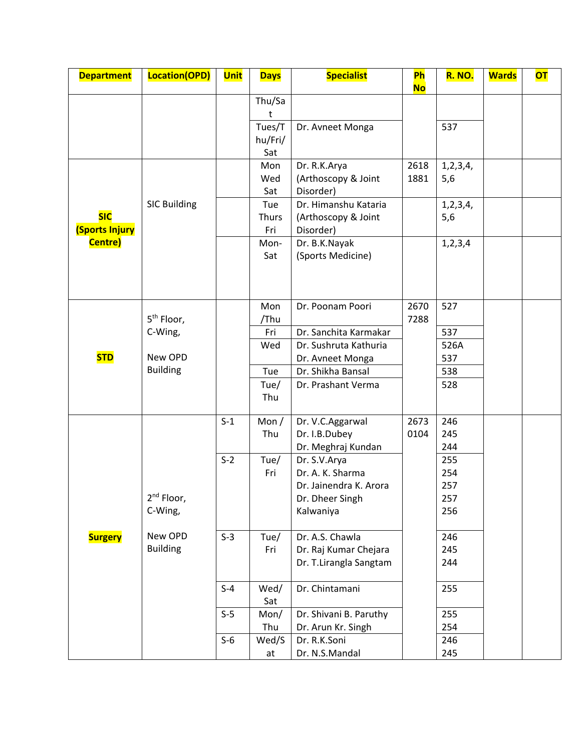| Department | Location(OPD) | Unit | Days | Specialist | Ph No | R. NO. | Wards | OT |
|---|---|---|---|---|---|---|---|---|
| | | | Thu/Sat | | | | | |
| | | | Tues/Thu/Fri/Sat | Dr. Avneet Monga | | 537 | | |
| SIC (Sports Injury Centre) | SIC Building | | Mon Wed Sat | Dr. R.K.Arya (Arthoscopy & Joint Disorder) | 2618 1881 | 1,2,3,4,5,6 | | |
| | | | Tue Thurs Fri | Dr. Himanshu Kataria (Arthoscopy & Joint Disorder) | | 1,2,3,4,5,6 | | |
| | | | Mon-Sat | Dr. B.K.Nayak (Sports Medicine) | | 1,2,3,4 | | |
| STD | 5th Floor, C-Wing, New OPD Building | | Mon /Thu | Dr. Poonam Poori | 2670 7288 | 527 | | |
| | | | Fri | Dr. Sanchita Karmakar | | 537 | | |
| | | | Wed | Dr. Sushruta Kathuria<br>Dr. Avneet Monga | | 526A<br>537 | | |
| | | | Tue | Dr. Shikha Bansal | | 538 | | |
| | | | Tue/ Thu | Dr. Prashant Verma | | 528 | | |
| Surgery | 2nd Floor, C-Wing, New OPD Building | S-1 | Mon / Thu | Dr. V.C.Aggarwal<br>Dr. I.B.Dubey<br>Dr. Meghraj Kundan | 2673 0104 | 246<br>245<br>244 | | |
| | | S-2 | Tue/ Fri | Dr. S.V.Arya<br>Dr. A. K. Sharma<br>Dr. Jainendra K. Arora<br>Dr. Dheer Singh Kalwaniya | | 255<br>254<br>257<br>257<br>256 | | |
| | | S-3 | Tue/ Fri | Dr. A.S. Chawla<br>Dr. Raj Kumar Chejara<br>Dr. T.Lirangla Sangtam | | 246<br>245<br>244 | | |
| | | S-4 | Wed/ Sat | Dr. Chintamani | | 255 | | |
| | | S-5 | Mon/ Thu | Dr. Shivani B. Paruthy<br>Dr. Arun Kr. Singh | | 255<br>254 | | |
| | | S-6 | Wed/Sat | Dr. R.K.Soni<br>Dr. N.S.Mandal | | 246<br>245 | | |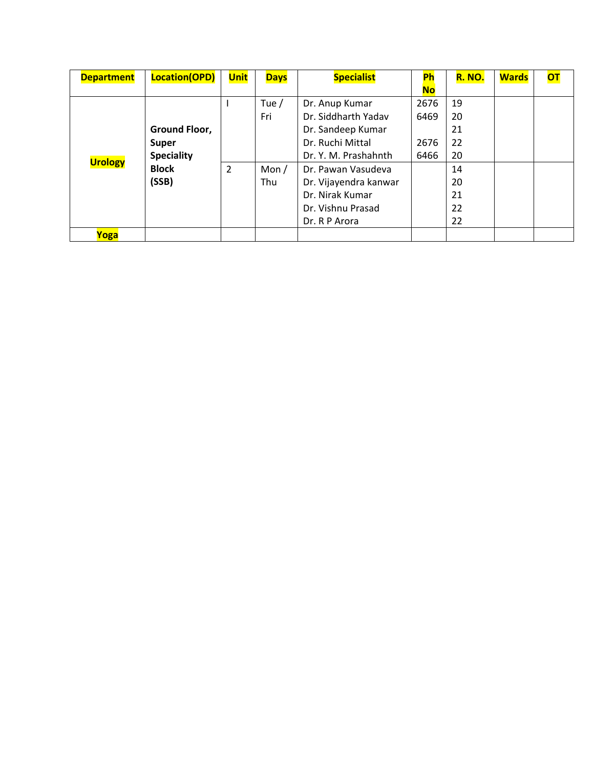| Department | Location(OPD) | Unit | Days | Specialist | Ph No | R. NO. | Wards | OT |
|---|---|---|---|---|---|---|---|---|
| Urology | **Ground Floor, Super Speciality Block (SSB)** | I | Tue / Fri | Dr. Anup Kumar<br>Dr. Siddharth Yadav<br>Dr. Sandeep Kumar<br>Dr. Ruchi Mittal<br>Dr. Y. M. Prashahnth | 2676<br>6469<br><br>2676<br>6466 | 19<br>20<br>21<br>22<br>20 | | |
| | | 2 | Mon / Thu | Dr. Pawan Vasudeva<br>Dr. Vijayendra kanwar<br>Dr. Nirak Kumar<br>Dr. Vishnu Prasad<br>Dr. R P Arora | | 14<br>20<br>21<br>22<br>22 | | |
| Yoga | | | | | | | | |